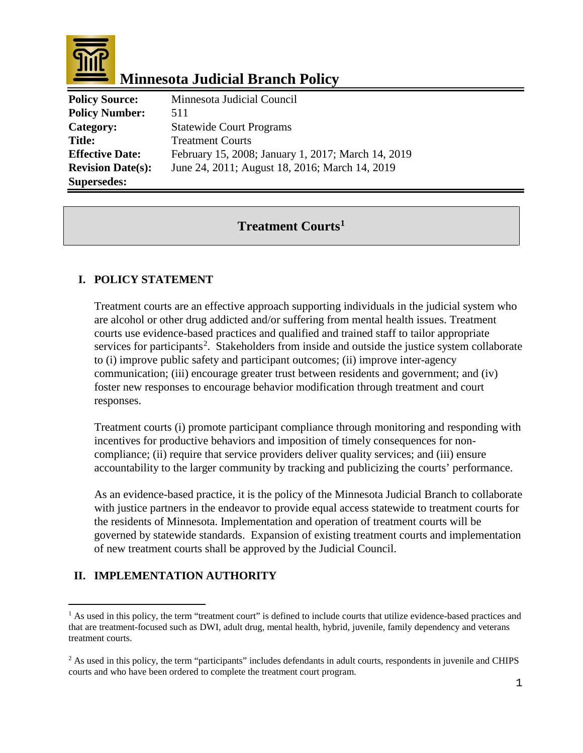# Minnesota Judicial Branch Policy

| | |
|---|---|
| **Policy Source:** | Minnesota Judicial Council |
| **Policy Number:** | 511 |
| **Category:** | Statewide Court Programs |
| **Title:** | Treatment Courts |
| **Effective Date:** | February 15, 2008; January 1, 2017; March 14, 2019 |
| **Revision Date(s):** | June 24, 2011; August 18, 2016; March 14, 2019 |
| **Supersedes:** | |

## Treatment Courts[1]

### I. POLICY STATEMENT

Treatment courts are an effective approach supporting individuals in the judicial system who are alcohol or other drug addicted and/or suffering from mental health issues. Treatment courts use evidence-based practices and qualified and trained staff to tailor appropriate services for participants[2]. Stakeholders from inside and outside the justice system collaborate to (i) improve public safety and participant outcomes; (ii) improve inter-agency communication; (iii) encourage greater trust between residents and government; and (iv) foster new responses to encourage behavior modification through treatment and court responses.

Treatment courts (i) promote participant compliance through monitoring and responding with incentives for productive behaviors and imposition of timely consequences for non-compliance; (ii) require that service providers deliver quality services; and (iii) ensure accountability to the larger community by tracking and publicizing the courts' performance.

As an evidence-based practice, it is the policy of the Minnesota Judicial Branch to collaborate with justice partners in the endeavor to provide equal access statewide to treatment courts for the residents of Minnesota. Implementation and operation of treatment courts will be governed by statewide standards. Expansion of existing treatment courts and implementation of new treatment courts shall be approved by the Judicial Council.

### II. IMPLEMENTATION AUTHORITY

---

[1] As used in this policy, the term "treatment court" is defined to include courts that utilize evidence-based practices and that are treatment-focused such as DWI, adult drug, mental health, hybrid, juvenile, family dependency and veterans treatment courts.

[2] As used in this policy, the term "participants" includes defendants in adult courts, respondents in juvenile and CHIPS courts and who have been ordered to complete the treatment court program.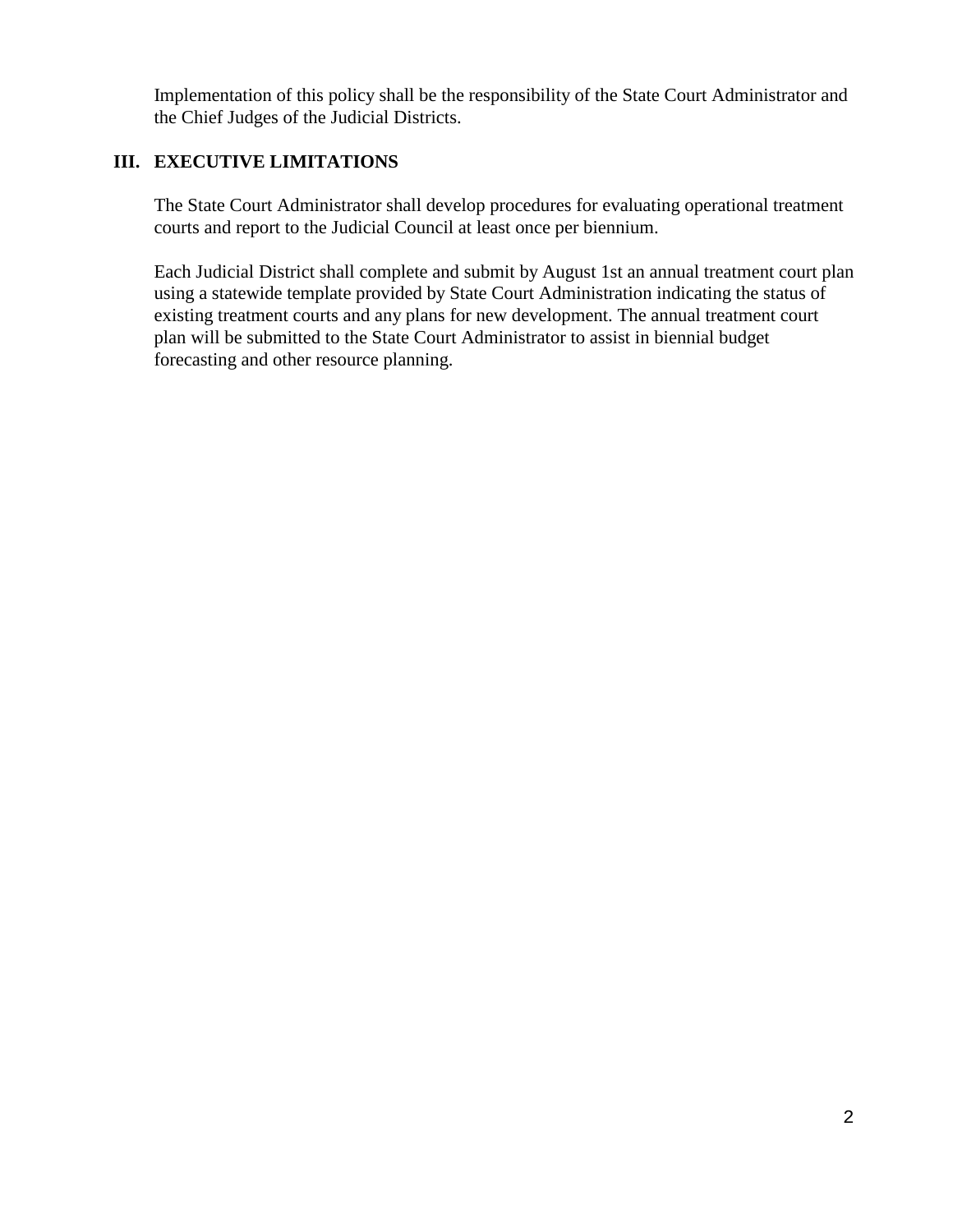Implementation of this policy shall be the responsibility of the State Court Administrator and the Chief Judges of the Judicial Districts.

## III. EXECUTIVE LIMITATIONS

The State Court Administrator shall develop procedures for evaluating operational treatment courts and report to the Judicial Council at least once per biennium.

Each Judicial District shall complete and submit by August 1st an annual treatment court plan using a statewide template provided by State Court Administration indicating the status of existing treatment courts and any plans for new development. The annual treatment court plan will be submitted to the State Court Administrator to assist in biennial budget forecasting and other resource planning.